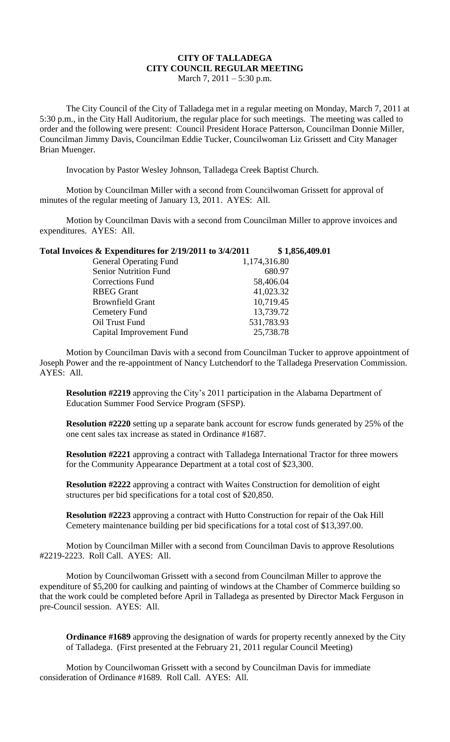# CITY OF TALLADEGA
## CITY COUNCIL REGULAR MEETING
March 7, 2011 – 5:30 p.m.

The City Council of the City of Talladega met in a regular meeting on Monday, March 7, 2011 at 5:30 p.m., in the City Hall Auditorium, the regular place for such meetings. The meeting was called to order and the following were present: Council President Horace Patterson, Councilman Donnie Miller, Councilman Jimmy Davis, Councilman Eddie Tucker, Councilwoman Liz Grissett and City Manager Brian Muenger.

Invocation by Pastor Wesley Johnson, Talladega Creek Baptist Church.

Motion by Councilman Miller with a second from Councilwoman Grissett for approval of minutes of the regular meeting of January 13, 2011. AYES: All.

Motion by Councilman Davis with a second from Councilman Miller to approve invoices and expenditures. AYES: All.

| **Total Invoices & Expenditures for 2/19/2011 to 3/4/2011** | **$ 1,856,409.01** |
|---|---|
| General Operating Fund | 1,174,316.80 |
| Senior Nutrition Fund | 680.97 |
| Corrections Fund | 58,406.04 |
| RBEG Grant | 41,023.32 |
| Brownfield Grant | 10,719.45 |
| Cemetery Fund | 13,739.72 |
| Oil Trust Fund | 531,783.93 |
| Capital Improvement Fund | 25,738.78 |

Motion by Councilman Davis with a second from Councilman Tucker to approve appointment of Joseph Power and the re-appointment of Nancy Lutchendorf to the Talladega Preservation Commission. AYES: All.

**Resolution #2219** approving the City's 2011 participation in the Alabama Department of Education Summer Food Service Program (SFSP).

**Resolution #2220** setting up a separate bank account for escrow funds generated by 25% of the one cent sales tax increase as stated in Ordinance #1687.

**Resolution #2221** approving a contract with Talladega International Tractor for three mowers for the Community Appearance Department at a total cost of $23,300.

**Resolution #2222** approving a contract with Waites Construction for demolition of eight structures per bid specifications for a total cost of $20,850.

**Resolution #2223** approving a contract with Hutto Construction for repair of the Oak Hill Cemetery maintenance building per bid specifications for a total cost of $13,397.00.

Motion by Councilman Miller with a second from Councilman Davis to approve Resolutions #2219-2223. Roll Call. AYES: All.

Motion by Councilwoman Grissett with a second from Councilman Miller to approve the expenditure of $5,200 for caulking and painting of windows at the Chamber of Commerce building so that the work could be completed before April in Talladega as presented by Director Mack Ferguson in pre-Council session. AYES: All.

**Ordinance #1689** approving the designation of wards for property recently annexed by the City of Talladega. (First presented at the February 21, 2011 regular Council Meeting)

Motion by Councilwoman Grissett with a second by Councilman Davis for immediate consideration of Ordinance #1689. Roll Call. AYES: All.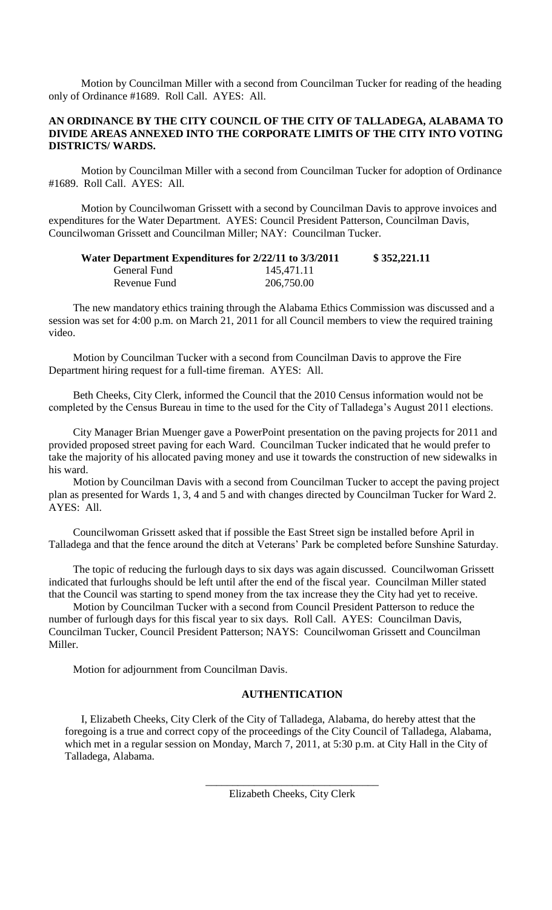Motion by Councilman Miller with a second from Councilman Tucker for reading of the heading only of Ordinance #1689. Roll Call. AYES: All.

**AN ORDINANCE BY THE CITY COUNCIL OF THE CITY OF TALLADEGA, ALABAMA TO DIVIDE AREAS ANNEXED INTO THE CORPORATE LIMITS OF THE CITY INTO VOTING DISTRICTS/ WARDS.**

Motion by Councilman Miller with a second from Councilman Tucker for adoption of Ordinance #1689. Roll Call. AYES: All.

Motion by Councilwoman Grissett with a second by Councilman Davis to approve invoices and expenditures for the Water Department. AYES: Council President Patterson, Councilman Davis, Councilwoman Grissett and Councilman Miller; NAY: Councilman Tucker.

| | | |
|---|---|---|
| **Water Department Expenditures for 2/22/11 to 3/3/2011** | | **$ 352,221.11** |
| General Fund | 145,471.11 | |
| Revenue Fund | 206,750.00 | |

The new mandatory ethics training through the Alabama Ethics Commission was discussed and a session was set for 4:00 p.m. on March 21, 2011 for all Council members to view the required training video.

Motion by Councilman Tucker with a second from Councilman Davis to approve the Fire Department hiring request for a full-time fireman. AYES: All.

Beth Cheeks, City Clerk, informed the Council that the 2010 Census information would not be completed by the Census Bureau in time to the used for the City of Talladega's August 2011 elections.

City Manager Brian Muenger gave a PowerPoint presentation on the paving projects for 2011 and provided proposed street paving for each Ward. Councilman Tucker indicated that he would prefer to take the majority of his allocated paving money and use it towards the construction of new sidewalks in his ward.

Motion by Councilman Davis with a second from Councilman Tucker to accept the paving project plan as presented for Wards 1, 3, 4 and 5 and with changes directed by Councilman Tucker for Ward 2. AYES: All.

Councilwoman Grissett asked that if possible the East Street sign be installed before April in Talladega and that the fence around the ditch at Veterans' Park be completed before Sunshine Saturday.

The topic of reducing the furlough days to six days was again discussed. Councilwoman Grissett indicated that furloughs should be left until after the end of the fiscal year. Councilman Miller stated that the Council was starting to spend money from the tax increase they the City had yet to receive.

Motion by Councilman Tucker with a second from Council President Patterson to reduce the number of furlough days for this fiscal year to six days. Roll Call. AYES: Councilman Davis, Councilman Tucker, Council President Patterson; NAYS: Councilwoman Grissett and Councilman Miller.

Motion for adjournment from Councilman Davis.

## AUTHENTICATION

I, Elizabeth Cheeks, City Clerk of the City of Talladega, Alabama, do hereby attest that the foregoing is a true and correct copy of the proceedings of the City Council of Talladega, Alabama, which met in a regular session on Monday, March 7, 2011, at 5:30 p.m. at City Hall in the City of Talladega, Alabama.

\_\_\_\_\_\_\_\_\_\_\_\_\_\_\_\_\_\_\_\_\_\_\_\_\_\_\_\_\_\_\_\_

Elizabeth Cheeks, City Clerk